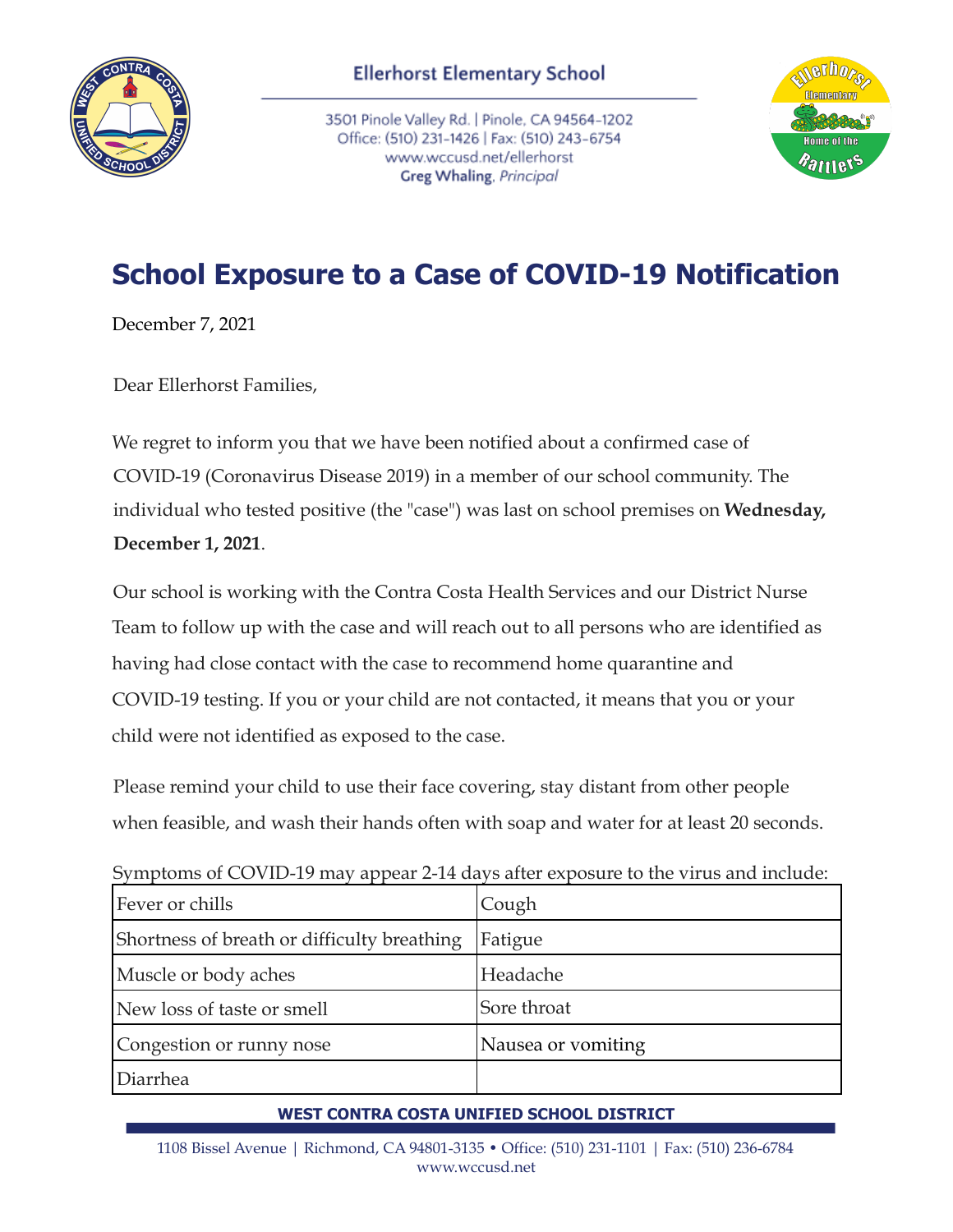Ellerhorst Elementary School

3501 Pinole Valley Rd. | Pinole, CA 94564-1202
Office: (510) 231-1426 | Fax: (510) 243-6754
www.wccusd.net/ellerhorst
**Greg Whaling**, *Principal*

# School Exposure to a Case of COVID-19 Notification

December 7, 2021

Dear Ellerhorst Families,

We regret to inform you that we have been notified about a confirmed case of COVID-19 (Coronavirus Disease 2019) in a member of our school community. The individual who tested positive (the "case") was last on school premises on **Wednesday, December 1, 2021**.

Our school is working with the Contra Costa Health Services and our District Nurse Team to follow up with the case and will reach out to all persons who are identified as having had close contact with the case to recommend home quarantine and COVID-19 testing. If you or your child are not contacted, it means that you or your child were not identified as exposed to the case.

Please remind your child to use their face covering, stay distant from other people when feasible, and wash their hands often with soap and water for at least 20 seconds.

Symptoms of COVID-19 may appear 2-14 days after exposure to the virus and include:

| | |
|---|---|
| Fever or chills | Cough |
| Shortness of breath or difficulty breathing | Fatigue |
| Muscle or body aches | Headache |
| New loss of taste or smell | Sore throat |
| Congestion or runny nose | Nausea or vomiting |
| Diarrhea | |

**WEST CONTRA COSTA UNIFIED SCHOOL DISTRICT**

1108 Bissel Avenue | Richmond, CA 94801-3135 • Office: (510) 231-1101 | Fax: (510) 236-6784
www.wccusd.net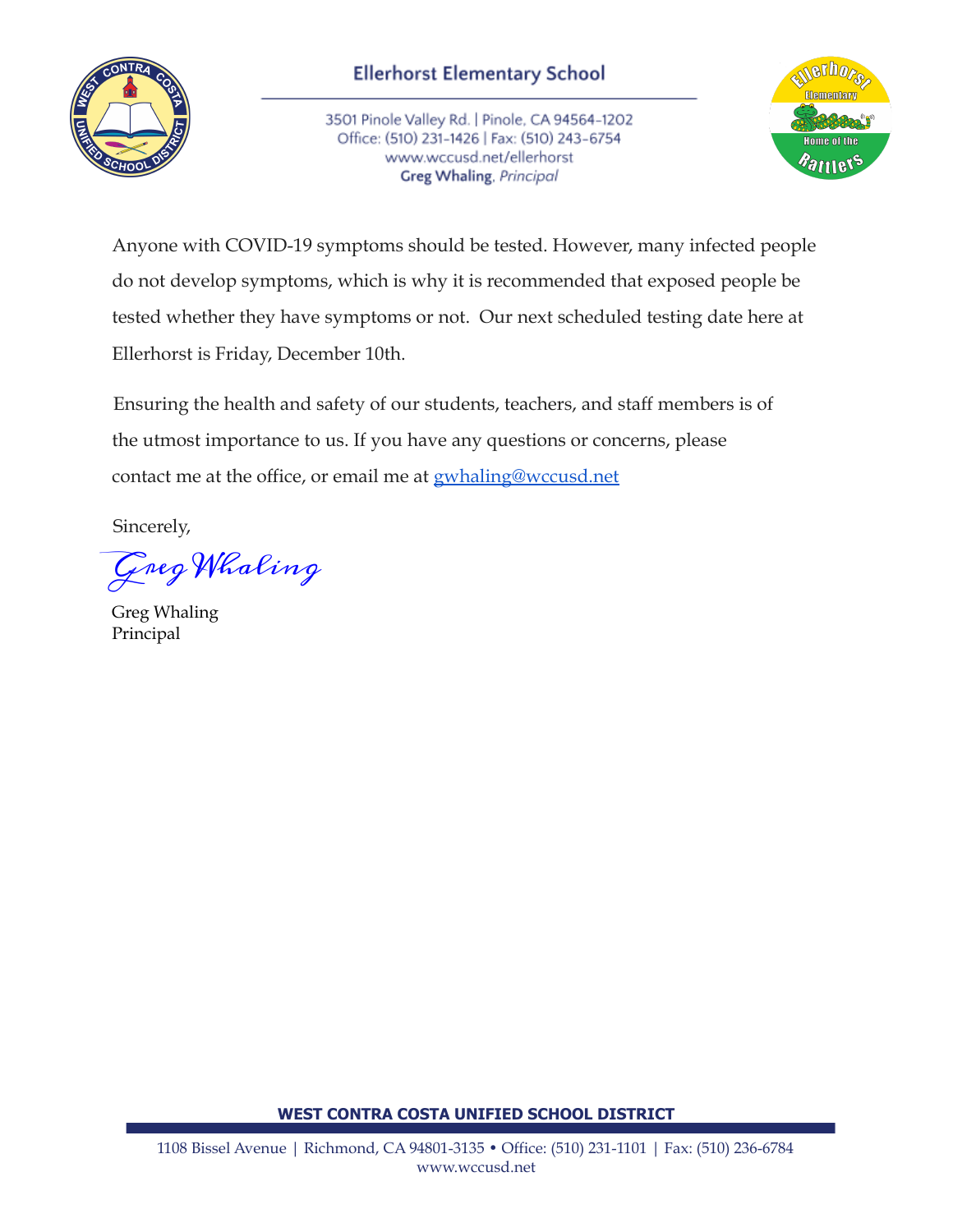Anyone with COVID-19 symptoms should be tested. However, many infected people do not develop symptoms, which is why it is recommended that exposed people be tested whether they have symptoms or not. Our next scheduled testing date here at Ellerhorst is Friday, December 10th.

Ensuring the health and safety of our students, teachers, and staff members is of the utmost importance to us. If you have any questions or concerns, please contact me at the office, or email me at gwhaling@wccusd.net

Sincerely,

Greg Whaling

Greg Whaling
Principal